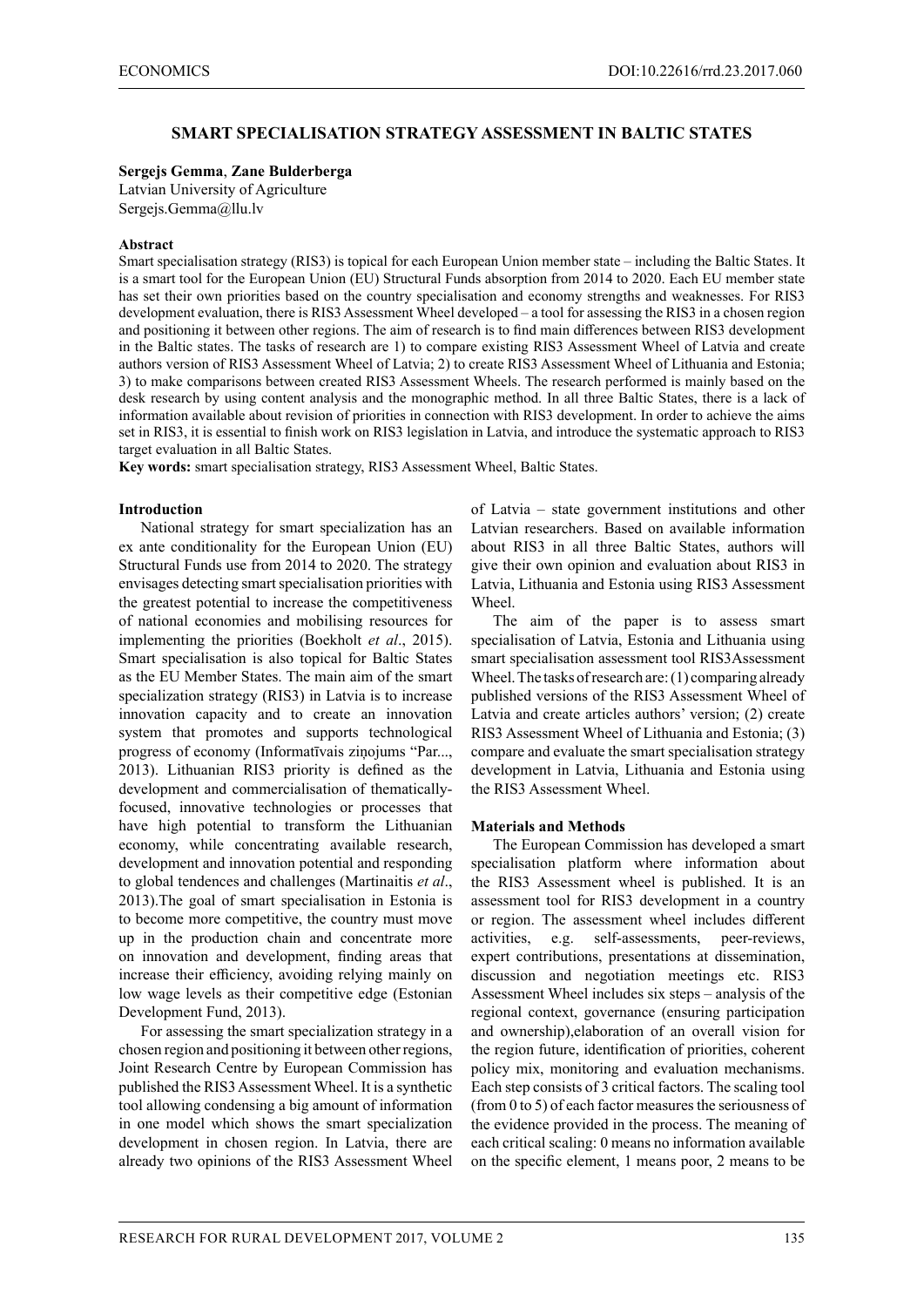# SMART SPECIALISATION STRATEGY ASSESSMENT IN BALTIC STATES

**Sergejs Gemma**, **Zane Bulderberga**

Latvian University of Agriculture

Sergejs.Gemma@llu.lv

**Abstract**

Smart specialisation strategy (RIS3) is topical for each European Union member state – including the Baltic States. It is a smart tool for the European Union (EU) Structural Funds absorption from 2014 to 2020. Each EU member state has set their own priorities based on the country specialisation and economy strengths and weaknesses. For RIS3 development evaluation, there is RIS3 Assessment Wheel developed – a tool for assessing the RIS3 in a chosen region and positioning it between other regions. The aim of research is to find main differences between RIS3 development in the Baltic states. The tasks of research are 1) to compare existing RIS3 Assessment Wheel of Latvia and create authors version of RIS3 Assessment Wheel of Latvia; 2) to create RIS3 Assessment Wheel of Lithuania and Estonia; 3) to make comparisons between created RIS3 Assessment Wheels. The research performed is mainly based on the desk research by using content analysis and the monographic method. In all three Baltic States, there is a lack of information available about revision of priorities in connection with RIS3 development. In order to achieve the aims set in RIS3, it is essential to finish work on RIS3 legislation in Latvia, and introduce the systematic approach to RIS3 target evaluation in all Baltic States.

**Key words:** smart specialisation strategy, RIS3 Assessment Wheel, Baltic States.

## Introduction

National strategy for smart specialization has an ex ante conditionality for the European Union (EU) Structural Funds use from 2014 to 2020. The strategy envisages detecting smart specialisation priorities with the greatest potential to increase the competitiveness of national economies and mobilising resources for implementing the priorities (Boekholt *et al*., 2015). Smart specialisation is also topical for Baltic States as the EU Member States. The main aim of the smart specialization strategy (RIS3) in Latvia is to increase innovation capacity and to create an innovation system that promotes and supports technological progress of economy (Informatīvais ziņojums "Par..., 2013). Lithuanian RIS3 priority is defined as the development and commercialisation of thematically-focused, innovative technologies or processes that have high potential to transform the Lithuanian economy, while concentrating available research, development and innovation potential and responding to global tendences and challenges (Martinaitis *et al*., 2013).The goal of smart specialisation in Estonia is to become more competitive, the country must move up in the production chain and concentrate more on innovation and development, finding areas that increase their efficiency, avoiding relying mainly on low wage levels as their competitive edge (Estonian Development Fund, 2013).

For assessing the smart specialization strategy in a chosen region and positioning it between other regions, Joint Research Centre by European Commission has published the RIS3 Assessment Wheel. It is a synthetic tool allowing condensing a big amount of information in one model which shows the smart specialization development in chosen region. In Latvia, there are already two opinions of the RIS3 Assessment Wheel of Latvia – state government institutions and other Latvian researchers. Based on available information about RIS3 in all three Baltic States, authors will give their own opinion and evaluation about RIS3 in Latvia, Lithuania and Estonia using RIS3 Assessment Wheel.

The aim of the paper is to assess smart specialisation of Latvia, Estonia and Lithuania using smart specialisation assessment tool RIS3Assessment Wheel. The tasks of research are: (1) comparing already published versions of the RIS3 Assessment Wheel of Latvia and create articles authors' version; (2) create RIS3 Assessment Wheel of Lithuania and Estonia; (3) compare and evaluate the smart specialisation strategy development in Latvia, Lithuania and Estonia using the RIS3 Assessment Wheel.

## Materials and Methods

The European Commission has developed a smart specialisation platform where information about the RIS3 Assessment wheel is published. It is an assessment tool for RIS3 development in a country or region. The assessment wheel includes different activities, e.g. self-assessments, peer-reviews, expert contributions, presentations at dissemination, discussion and negotiation meetings etc. RIS3 Assessment Wheel includes six steps – analysis of the regional context, governance (ensuring participation and ownership),elaboration of an overall vision for the region future, identification of priorities, coherent policy mix, monitoring and evaluation mechanisms. Each step consists of 3 critical factors. The scaling tool (from 0 to 5) of each factor measures the seriousness of the evidence provided in the process. The meaning of each critical scaling: 0 means no information available on the specific element, 1 means poor, 2 means to be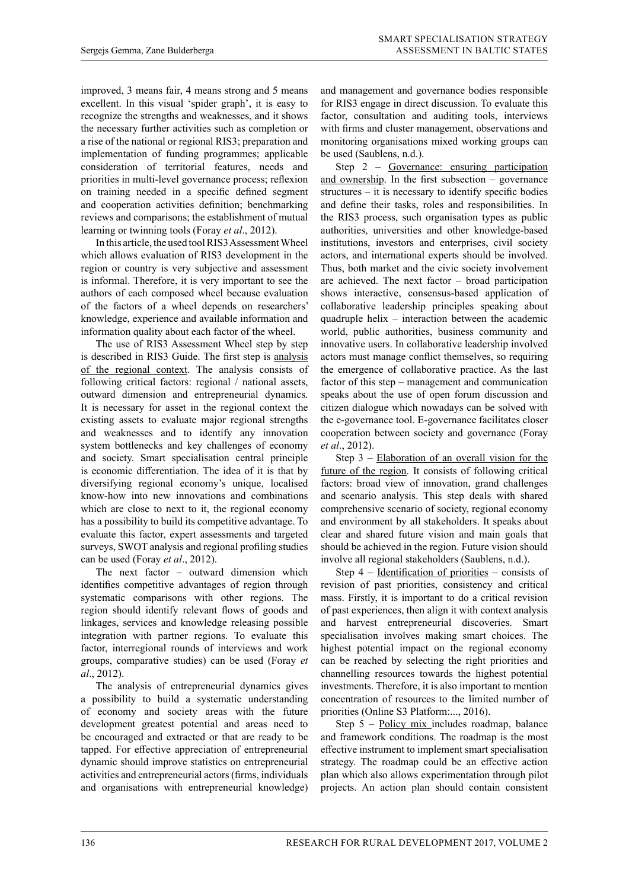improved, 3 means fair, 4 means strong and 5 means excellent. In this visual 'spider graph', it is easy to recognize the strengths and weaknesses, and it shows the necessary further activities such as completion or a rise of the national or regional RIS3; preparation and implementation of funding programmes; applicable consideration of territorial features, needs and priorities in multi-level governance process; reflexion on training needed in a specific defined segment and cooperation activities definition; benchmarking reviews and comparisons; the establishment of mutual learning or twinning tools (Foray *et al*., 2012).

In this article, the used tool RIS3 Assessment Wheel which allows evaluation of RIS3 development in the region or country is very subjective and assessment is informal. Therefore, it is very important to see the authors of each composed wheel because evaluation of the factors of a wheel depends on researchers' knowledge, experience and available information and information quality about each factor of the wheel.

The use of RIS3 Assessment Wheel step by step is described in RIS3 Guide. The first step is <u>analysis of the regional context</u>. The analysis consists of following critical factors: regional / national assets, outward dimension and entrepreneurial dynamics. It is necessary for asset in the regional context the existing assets to evaluate major regional strengths and weaknesses and to identify any innovation system bottlenecks and key challenges of economy and society. Smart specialisation central principle is economic differentiation. The idea of it is that by diversifying regional economy's unique, localised know-how into new innovations and combinations which are close to next to it, the regional economy has a possibility to build its competitive advantage. To evaluate this factor, expert assessments and targeted surveys, SWOT analysis and regional profiling studies can be used (Foray *et al*., 2012).

The next factor – outward dimension which identifies competitive advantages of region through systematic comparisons with other regions. The region should identify relevant flows of goods and linkages, services and knowledge releasing possible integration with partner regions. To evaluate this factor, interregional rounds of interviews and work groups, comparative studies) can be used (Foray *et al*., 2012).

The analysis of entrepreneurial dynamics gives a possibility to build a systematic understanding of economy and society areas with the future development greatest potential and areas need to be encouraged and extracted or that are ready to be tapped. For effective appreciation of entrepreneurial dynamic should improve statistics on entrepreneurial activities and entrepreneurial actors (firms, individuals and organisations with entrepreneurial knowledge) and management and governance bodies responsible for RIS3 engage in direct discussion. To evaluate this factor, consultation and auditing tools, interviews with firms and cluster management, observations and monitoring organisations mixed working groups can be used (Saublens, n.d.).

Step 2 – <u>Governance: ensuring participation and ownership</u>. In the first subsection – governance structures – it is necessary to identify specific bodies and define their tasks, roles and responsibilities. In the RIS3 process, such organisation types as public authorities, universities and other knowledge-based institutions, investors and enterprises, civil society actors, and international experts should be involved. Thus, both market and the civic society involvement are achieved. The next factor – broad participation shows interactive, consensus-based application of collaborative leadership principles speaking about quadruple helix – interaction between the academic world, public authorities, business community and innovative users. In collaborative leadership involved actors must manage conflict themselves, so requiring the emergence of collaborative practice. As the last factor of this step – management and communication speaks about the use of open forum discussion and citizen dialogue which nowadays can be solved with the e-governance tool. E-governance facilitates closer cooperation between society and governance (Foray *et al*., 2012).

Step 3 – <u>Elaboration of an overall vision for the future of the region</u>. It consists of following critical factors: broad view of innovation, grand challenges and scenario analysis. This step deals with shared comprehensive scenario of society, regional economy and environment by all stakeholders. It speaks about clear and shared future vision and main goals that should be achieved in the region. Future vision should involve all regional stakeholders (Saublens, n.d.).

Step 4 – <u>Identification of priorities</u> – consists of revision of past priorities, consistency and critical mass. Firstly, it is important to do a critical revision of past experiences, then align it with context analysis and harvest entrepreneurial discoveries. Smart specialisation involves making smart choices. The highest potential impact on the regional economy can be reached by selecting the right priorities and channelling resources towards the highest potential investments. Therefore, it is also important to mention concentration of resources to the limited number of priorities (Online S3 Platform:..., 2016).

Step 5 – <u>Policy mix</u> includes roadmap, balance and framework conditions. The roadmap is the most effective instrument to implement smart specialisation strategy. The roadmap could be an effective action plan which also allows experimentation through pilot projects. An action plan should contain consistent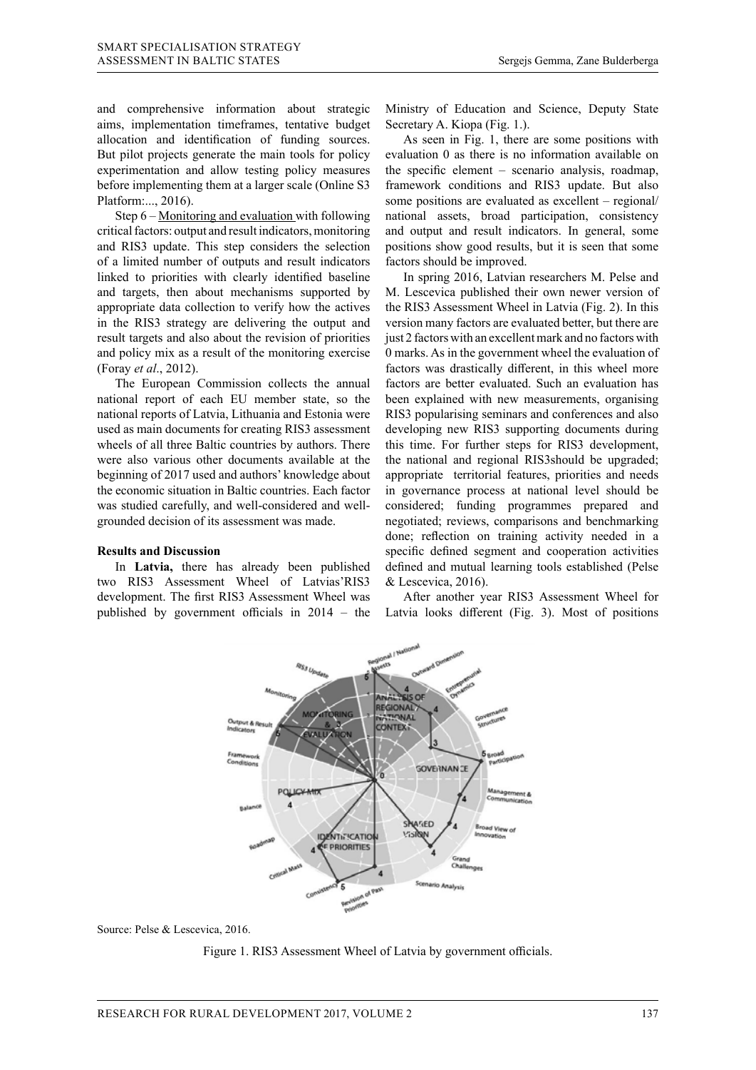and comprehensive information about strategic aims, implementation timeframes, tentative budget allocation and identification of funding sources. But pilot projects generate the main tools for policy experimentation and allow testing policy measures before implementing them at a larger scale (Online S3 Platform:..., 2016).

Step 6 – Monitoring and evaluation with following critical factors: output and result indicators, monitoring and RIS3 update. This step considers the selection of a limited number of outputs and result indicators linked to priorities with clearly identified baseline and targets, then about mechanisms supported by appropriate data collection to verify how the actives in the RIS3 strategy are delivering the output and result targets and also about the revision of priorities and policy mix as a result of the monitoring exercise (Foray *et al*., 2012).

The European Commission collects the annual national report of each EU member state, so the national reports of Latvia, Lithuania and Estonia were used as main documents for creating RIS3 assessment wheels of all three Baltic countries by authors. There were also various other documents available at the beginning of 2017 used and authors' knowledge about the economic situation in Baltic countries. Each factor was studied carefully, and well-considered and well-grounded decision of its assessment was made.

**Results and Discussion**

In **Latvia,** there has already been published two RIS3 Assessment Wheel of Latvias'RIS3 development. The first RIS3 Assessment Wheel was published by government officials in 2014 – the Ministry of Education and Science, Deputy State Secretary A. Kiopa (Fig. 1.).

As seen in Fig. 1, there are some positions with evaluation 0 as there is no information available on the specific element – scenario analysis, roadmap, framework conditions and RIS3 update. But also some positions are evaluated as excellent – regional/national assets, broad participation, consistency and output and result indicators. In general, some positions show good results, but it is seen that some factors should be improved.

In spring 2016, Latvian researchers M. Pelse and M. Lescevica published their own newer version of the RIS3 Assessment Wheel in Latvia (Fig. 2). In this version many factors are evaluated better, but there are just 2 factors with an excellent mark and no factors with 0 marks. As in the government wheel the evaluation of factors was drastically different, in this wheel more factors are better evaluated. Such an evaluation has been explained with new measurements, organising RIS3 popularising seminars and conferences and also developing new RIS3 supporting documents during this time. For further steps for RIS3 development, the national and regional RIS3should be upgraded; appropriate territorial features, priorities and needs in governance process at national level should be considered; funding programmes prepared and negotiated; reviews, comparisons and benchmarking done; reflection on training activity needed in a specific defined segment and cooperation activities defined and mutual learning tools established (Pelse & Lescevica, 2016).

After another year RIS3 Assessment Wheel for Latvia looks different (Fig. 3). Most of positions

Source: Pelse & Lescevica, 2016.

Figure 1. RIS3 Assessment Wheel of Latvia by government officials.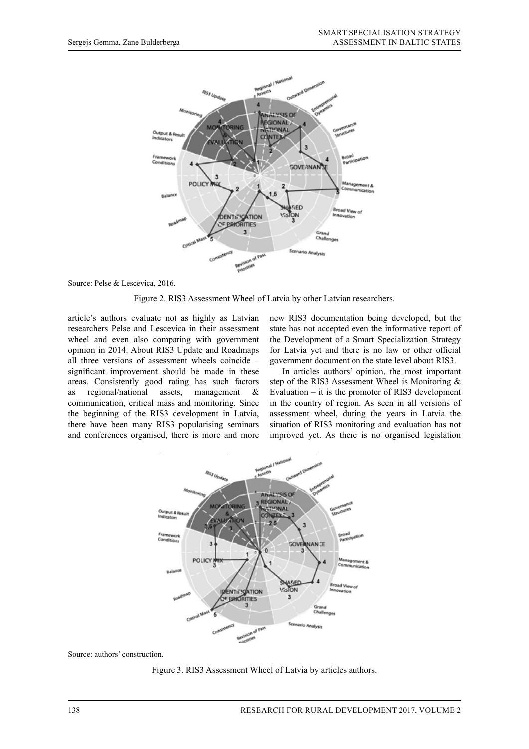Source: Pelse & Lescevica, 2016.

Figure 2. RIS3 Assessment Wheel of Latvia by other Latvian researchers.

article's authors evaluate not as highly as Latvian researchers Pelse and Lescevica in their assessment wheel and even also comparing with government opinion in 2014. About RIS3 Update and Roadmaps all three versions of assessment wheels coincide – significant improvement should be made in these areas. Consistently good rating has such factors as regional/national assets, management & communication, critical mass and monitoring. Since the beginning of the RIS3 development in Latvia, there have been many RIS3 popularising seminars and conferences organised, there is more and more new RIS3 documentation being developed, but the state has not accepted even the informative report of the Development of a Smart Specialization Strategy for Latvia yet and there is no law or other official government document on the state level about RIS3.

In articles authors' opinion, the most important step of the RIS3 Assessment Wheel is Monitoring & Evaluation – it is the promoter of RIS3 development in the country of region. As seen in all versions of assessment wheel, during the years in Latvia the situation of RIS3 monitoring and evaluation has not improved yet. As there is no organised legislation

Source: authors' construction.

Figure 3. RIS3 Assessment Wheel of Latvia by articles authors.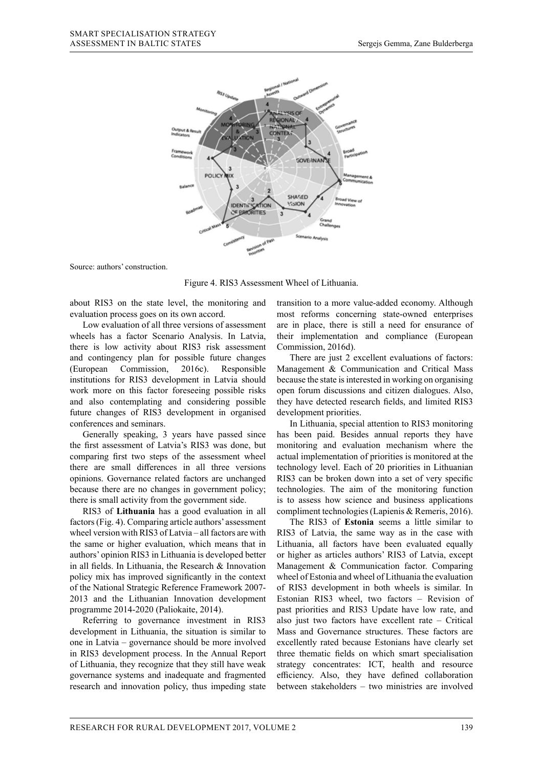Source: authors' construction.

Figure 4. RIS3 Assessment Wheel of Lithuania.

about RIS3 on the state level, the monitoring and evaluation process goes on its own accord.

Low evaluation of all three versions of assessment wheels has a factor Scenario Analysis. In Latvia, there is low activity about RIS3 risk assessment and contingency plan for possible future changes (European Commission, 2016c). Responsible institutions for RIS3 development in Latvia should work more on this factor foreseeing possible risks and also contemplating and considering possible future changes of RIS3 development in organised conferences and seminars.

Generally speaking, 3 years have passed since the first assessment of Latvia's RIS3 was done, but comparing first two steps of the assessment wheel there are small differences in all three versions opinions. Governance related factors are unchanged because there are no changes in government policy; there is small activity from the government side.

RIS3 of **Lithuania** has a good evaluation in all factors (Fig. 4). Comparing article authors' assessment wheel version with RIS3 of Latvia – all factors are with the same or higher evaluation, which means that in authors' opinion RIS3 in Lithuania is developed better in all fields. In Lithuania, the Research & Innovation policy mix has improved significantly in the context of the National Strategic Reference Framework 2007-2013 and the Lithuanian Innovation development programme 2014-2020 (Paliokaite, 2014).

Referring to governance investment in RIS3 development in Lithuania, the situation is similar to one in Latvia – governance should be more involved in RIS3 development process. In the Annual Report of Lithuania, they recognize that they still have weak governance systems and inadequate and fragmented research and innovation policy, thus impeding state transition to a more value-added economy. Although most reforms concerning state-owned enterprises are in place, there is still a need for ensurance of their implementation and compliance (European Commission, 2016d).

There are just 2 excellent evaluations of factors: Management & Communication and Critical Mass because the state is interested in working on organising open forum discussions and citizen dialogues. Also, they have detected research fields, and limited RIS3 development priorities.

In Lithuania, special attention to RIS3 monitoring has been paid. Besides annual reports they have monitoring and evaluation mechanism where the actual implementation of priorities is monitored at the technology level. Each of 20 priorities in Lithuanian RIS3 can be broken down into a set of very specific technologies. The aim of the monitoring function is to assess how science and business applications compliment technologies (Lapienis & Remeris, 2016).

The RIS3 of **Estonia** seems a little similar to RIS3 of Latvia, the same way as in the case with Lithuania, all factors have been evaluated equally or higher as articles authors' RIS3 of Latvia, except Management & Communication factor. Comparing wheel of Estonia and wheel of Lithuania the evaluation of RIS3 development in both wheels is similar. In Estonian RIS3 wheel, two factors – Revision of past priorities and RIS3 Update have low rate, and also just two factors have excellent rate – Critical Mass and Governance structures. These factors are excellently rated because Estonians have clearly set three thematic fields on which smart specialisation strategy concentrates: ICT, health and resource efficiency. Also, they have defined collaboration between stakeholders – two ministries are involved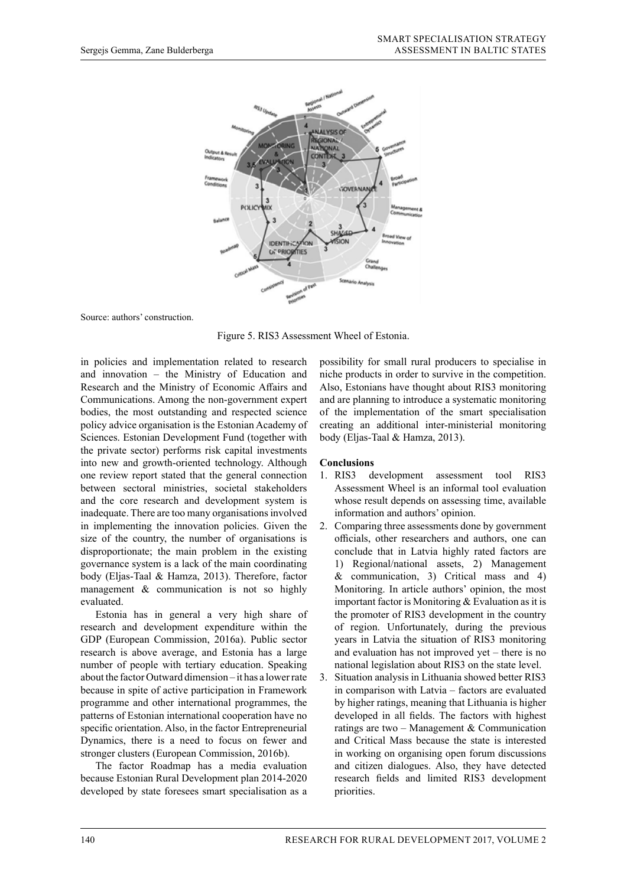Source: authors' construction.

Figure 5. RIS3 Assessment Wheel of Estonia.

in policies and implementation related to research and innovation – the Ministry of Education and Research and the Ministry of Economic Affairs and Communications. Among the non-government expert bodies, the most outstanding and respected science policy advice organisation is the Estonian Academy of Sciences. Estonian Development Fund (together with the private sector) performs risk capital investments into new and growth-oriented technology. Although one review report stated that the general connection between sectoral ministries, societal stakeholders and the core research and development system is inadequate. There are too many organisations involved in implementing the innovation policies. Given the size of the country, the number of organisations is disproportionate; the main problem in the existing governance system is a lack of the main coordinating body (Eljas-Taal & Hamza, 2013). Therefore, factor management & communication is not so highly evaluated.

Estonia has in general a very high share of research and development expenditure within the GDP (European Commission, 2016a). Public sector research is above average, and Estonia has a large number of people with tertiary education. Speaking about the factor Outward dimension – it has a lower rate because in spite of active participation in Framework programme and other international programmes, the patterns of Estonian international cooperation have no specific orientation. Also, in the factor Entrepreneurial Dynamics, there is a need to focus on fewer and stronger clusters (European Commission, 2016b).

The factor Roadmap has a media evaluation because Estonian Rural Development plan 2014-2020 developed by state foresees smart specialisation as a possibility for small rural producers to specialise in niche products in order to survive in the competition. Also, Estonians have thought about RIS3 monitoring and are planning to introduce a systematic monitoring of the implementation of the smart specialisation creating an additional inter-ministerial monitoring body (Eljas-Taal & Hamza, 2013).

**Conclusions**

1. RIS3 development assessment tool RIS3 Assessment Wheel is an informal tool evaluation whose result depends on assessing time, available information and authors' opinion.
2. Comparing three assessments done by government officials, other researchers and authors, one can conclude that in Latvia highly rated factors are 1) Regional/national assets, 2) Management & communication, 3) Critical mass and 4) Monitoring. In article authors' opinion, the most important factor is Monitoring & Evaluation as it is the promoter of RIS3 development in the country of region. Unfortunately, during the previous years in Latvia the situation of RIS3 monitoring and evaluation has not improved yet – there is no national legislation about RIS3 on the state level.
3. Situation analysis in Lithuania showed better RIS3 in comparison with Latvia – factors are evaluated by higher ratings, meaning that Lithuania is higher developed in all fields. The factors with highest ratings are two – Management & Communication and Critical Mass because the state is interested in working on organising open forum discussions and citizen dialogues. Also, they have detected research fields and limited RIS3 development priorities.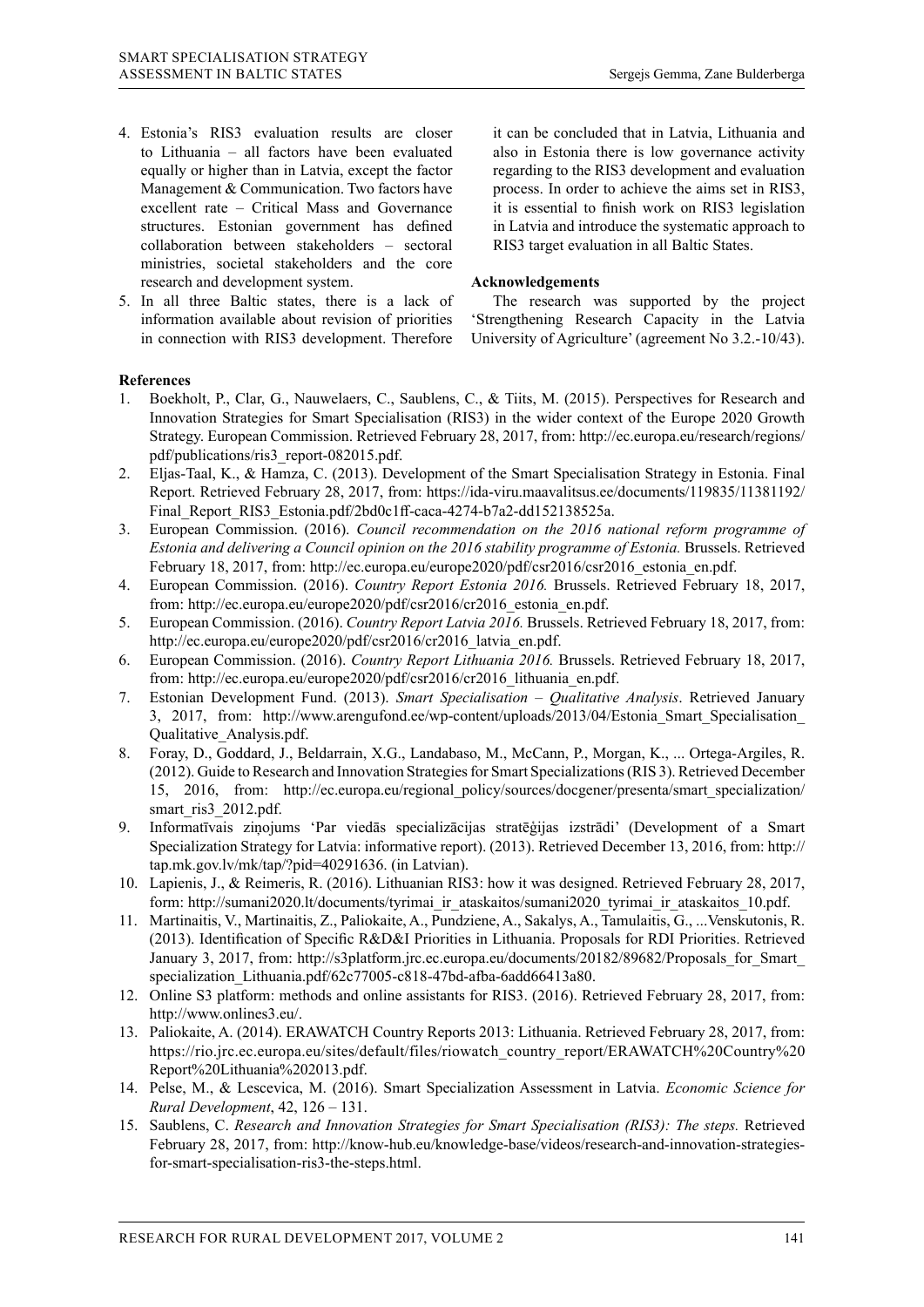4. Estonia's RIS3 evaluation results are closer to Lithuania – all factors have been evaluated equally or higher than in Latvia, except the factor Management & Communication. Two factors have excellent rate – Critical Mass and Governance structures. Estonian government has defined collaboration between stakeholders – sectoral ministries, societal stakeholders and the core research and development system.
5. In all three Baltic states, there is a lack of information available about revision of priorities in connection with RIS3 development. Therefore it can be concluded that in Latvia, Lithuania and also in Estonia there is low governance activity regarding to the RIS3 development and evaluation process. In order to achieve the aims set in RIS3, it is essential to finish work on RIS3 legislation in Latvia and introduce the systematic approach to RIS3 target evaluation in all Baltic States.

**Acknowledgements**

The research was supported by the project 'Strengthening Research Capacity in the Latvia University of Agriculture' (agreement No 3.2.-10/43).

**References**

1. Boekholt, P., Clar, G., Nauwelaers, C., Saublens, C., & Tiits, M. (2015). Perspectives for Research and Innovation Strategies for Smart Specialisation (RIS3) in the wider context of the Europe 2020 Growth Strategy. European Commission. Retrieved February 28, 2017, from: http://ec.europa.eu/research/regions/pdf/publications/ris3_report-082015.pdf.
2. Eljas-Taal, K., & Hamza, C. (2013). Development of the Smart Specialisation Strategy in Estonia. Final Report. Retrieved February 28, 2017, from: https://ida-viru.maavalitsus.ee/documents/119835/11381192/Final_Report_RIS3_Estonia.pdf/2bd0c1ff-caca-4274-b7a2-dd152138525a.
3. European Commission. (2016). *Council recommendation on the 2016 national reform programme of Estonia and delivering a Council opinion on the 2016 stability programme of Estonia.* Brussels. Retrieved February 18, 2017, from: http://ec.europa.eu/europe2020/pdf/csr2016/csr2016_estonia_en.pdf.
4. European Commission. (2016). *Country Report Estonia 2016.* Brussels. Retrieved February 18, 2017, from: http://ec.europa.eu/europe2020/pdf/csr2016/cr2016_estonia_en.pdf.
5. European Commission. (2016). *Country Report Latvia 2016.* Brussels. Retrieved February 18, 2017, from: http://ec.europa.eu/europe2020/pdf/csr2016/cr2016_latvia_en.pdf.
6. European Commission. (2016). *Country Report Lithuania 2016.* Brussels. Retrieved February 18, 2017, from: http://ec.europa.eu/europe2020/pdf/csr2016/cr2016_lithuania_en.pdf.
7. Estonian Development Fund. (2013). *Smart Specialisation – Qualitative Analysis*. Retrieved January 3, 2017, from: http://www.arengufond.ee/wp-content/uploads/2013/04/Estonia_Smart_Specialisation_Qualitative_Analysis.pdf.
8. Foray, D., Goddard, J., Beldarrain, X.G., Landabaso, M., McCann, P., Morgan, K., ... Ortega-Argiles, R. (2012). Guide to Research and Innovation Strategies for Smart Specializations (RIS 3). Retrieved December 15, 2016, from: http://ec.europa.eu/regional_policy/sources/docgener/presenta/smart_specialization/smart_ris3_2012.pdf.
9. Informatīvais ziņojums 'Par viedās specializācijas stratēģijas izstrādi' (Development of a Smart Specialization Strategy for Latvia: informative report). (2013). Retrieved December 13, 2016, from: http://tap.mk.gov.lv/mk/tap/?pid=40291636. (in Latvian).
10. Lapienis, J., & Reimeris, R. (2016). Lithuanian RIS3: how it was designed. Retrieved February 28, 2017, form: http://sumani2020.lt/documents/tyrimai_ir_ataskaitos/sumani2020_tyrimai_ir_ataskaitos_10.pdf.
11. Martinaitis, V., Martinaitis, Z., Paliokaite, A., Pundziene, A., Sakalys, A., Tamulaitis, G., ...Venskutonis, R. (2013). Identification of Specific R&D&I Priorities in Lithuania. Proposals for RDI Priorities. Retrieved January 3, 2017, from: http://s3platform.jrc.ec.europa.eu/documents/20182/89682/Proposals_for_Smart_specialization_Lithuania.pdf/62c77005-c818-47bd-afba-6add66413a80.
12. Online S3 platform: methods and online assistants for RIS3. (2016). Retrieved February 28, 2017, from: http://www.onlines3.eu/.
13. Paliokaite, A. (2014). ERAWATCH Country Reports 2013: Lithuania. Retrieved February 28, 2017, from: https://rio.jrc.ec.europa.eu/sites/default/files/riowatch_country_report/ERAWATCH%20Country%20Report%20Lithuania%202013.pdf.
14. Pelse, M., & Lescevica, M. (2016). Smart Specialization Assessment in Latvia. *Economic Science for Rural Development*, 42, 126 – 131.
15. Saublens, C. *Research and Innovation Strategies for Smart Specialisation (RIS3): The steps.* Retrieved February 28, 2017, from: http://know-hub.eu/knowledge-base/videos/research-and-innovation-strategies-for-smart-specialisation-ris3-the-steps.html.